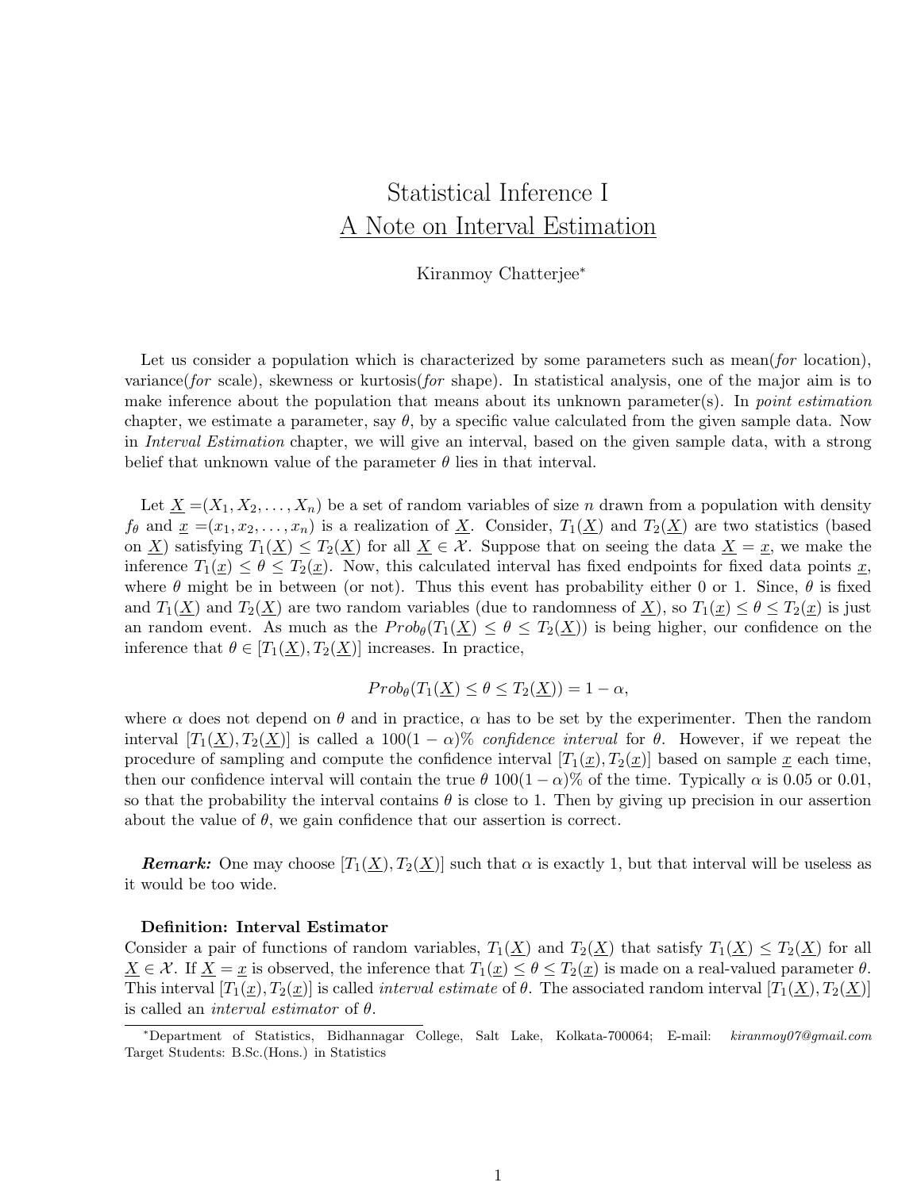# Statistical Inference I

## A Note on Interval Estimation

Kiranmoy Chatterjee*

Let us consider a population which is characterized by some parameters such as mean(*for* location), variance(*for* scale), skewness or kurtosis(*for* shape). In statistical analysis, one of the major aim is to make inference about the population that means about its unknown parameter(s). In *point estimation* chapter, we estimate a parameter, say $\theta$, by a specific value calculated from the given sample data. Now in *Interval Estimation* chapter, we will give an interval, based on the given sample data, with a strong belief that unknown value of the parameter $\theta$ lies in that interval.

Let $\underline{X} = (X_1, X_2, \ldots, X_n)$ be a set of random variables of size $n$ drawn from a population with density $f_\theta$ and $\underline{x} = (x_1, x_2, \ldots, x_n)$ is a realization of $\underline{X}$. Consider, $T_1(\underline{X})$ and $T_2(\underline{X})$ are two statistics (based on $\underline{X}$) satisfying $T_1(\underline{X}) \leq T_2(\underline{X})$ for all $\underline{X} \in \mathcal{X}$. Suppose that on seeing the data $\underline{X} = \underline{x}$, we make the inference $T_1(\underline{x}) \leq \theta \leq T_2(\underline{x})$. Now, this calculated interval has fixed endpoints for fixed data points $\underline{x}$, where $\theta$ might be in between (or not). Thus this event has probability either 0 or 1. Since, $\theta$ is fixed and $T_1(\underline{X})$ and $T_2(\underline{X})$ are two random variables (due to randomness of $\underline{X}$), so $T_1(\underline{x}) \leq \theta \leq T_2(\underline{x})$ is just an random event. As much as the $Prob_\theta(T_1(\underline{X}) \leq \theta \leq T_2(\underline{X}))$ is being higher, our confidence on the inference that $\theta \in [T_1(\underline{X}), T_2(\underline{X})]$ increases. In practice,

$$Prob_\theta(T_1(\underline{X}) \leq \theta \leq T_2(\underline{X})) = 1 - \alpha,$$

where $\alpha$ does not depend on $\theta$ and in practice, $\alpha$ has to be set by the experimenter. Then the random interval $[T_1(\underline{X}), T_2(\underline{X})]$ is called a $100(1-\alpha)\%$ *confidence interval* for $\theta$. However, if we repeat the procedure of sampling and compute the confidence interval $[T_1(\underline{x}), T_2(\underline{x})]$ based on sample $\underline{x}$ each time, then our confidence interval will contain the true $\theta$ $100(1-\alpha)\%$ of the time. Typically $\alpha$ is 0.05 or 0.01, so that the probability the interval contains $\theta$ is close to 1. Then by giving up precision in our assertion about the value of $\theta$, we gain confidence that our assertion is correct.

***Remark:*** One may choose $[T_1(\underline{X}), T_2(\underline{X})]$ such that $\alpha$ is exactly 1, but that interval will be useless as it would be too wide.

**Definition: Interval Estimator**

Consider a pair of functions of random variables, $T_1(\underline{X})$ and $T_2(\underline{X})$ that satisfy $T_1(\underline{X}) \leq T_2(\underline{X})$ for all $\underline{X} \in \mathcal{X}$. If $\underline{X} = \underline{x}$ is observed, the inference that $T_1(\underline{x}) \leq \theta \leq T_2(\underline{x})$ is made on a real-valued parameter $\theta$. This interval $[T_1(\underline{x}), T_2(\underline{x})]$ is called *interval estimate* of $\theta$. The associated random interval $[T_1(\underline{X}), T_2(\underline{X})]$ is called an *interval estimator* of $\theta$.

*Department of Statistics, Bidhannagar College, Salt Lake, Kolkata-700064; E-mail: *kiranmoy07@gmail.com*
Target Students: B.Sc.(Hons.) in Statistics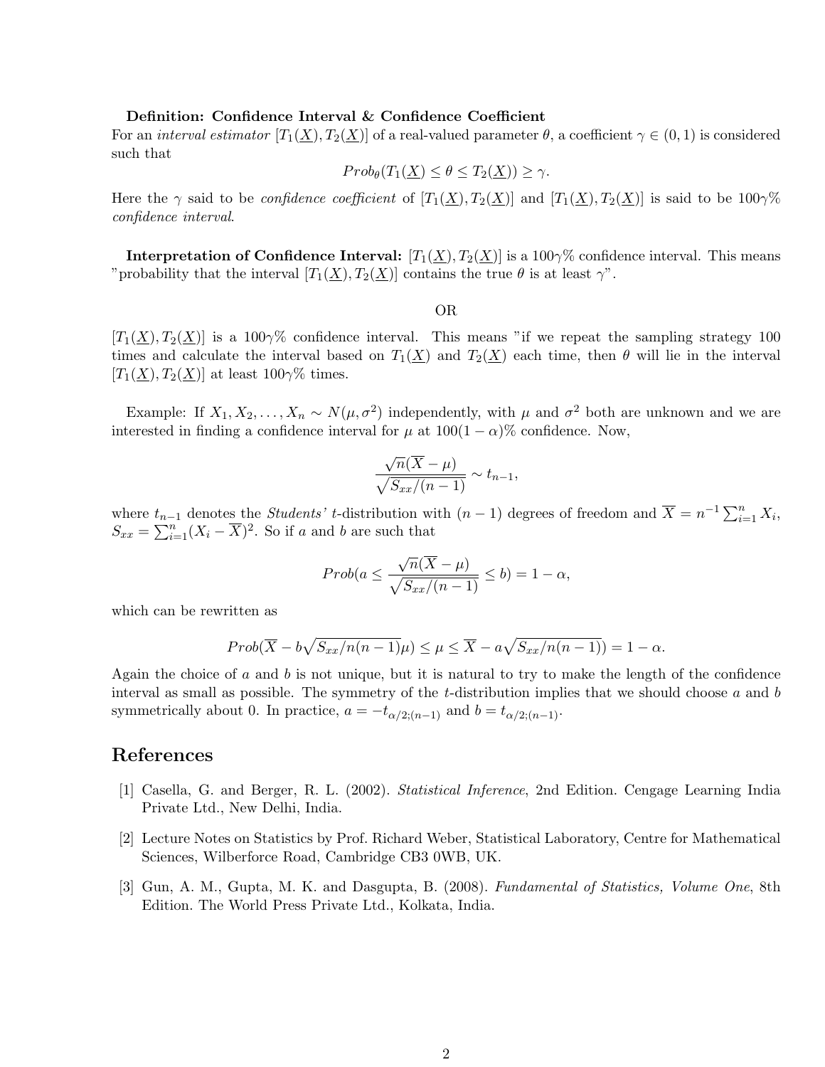**Definition: Confidence Interval & Confidence Coefficient**
For an *interval estimator* $[T_1(\underline{X}), T_2(\underline{X})]$ of a real-valued parameter $\theta$, a coefficient $\gamma \in (0, 1)$ is considered such that

$$Prob_\theta(T_1(\underline{X}) \leq \theta \leq T_2(\underline{X})) \geq \gamma.$$

Here the $\gamma$ said to be *confidence coefficient* of $[T_1(\underline{X}), T_2(\underline{X})]$ and $[T_1(\underline{X}), T_2(\underline{X})]$ is said to be $100\gamma\%$ *confidence interval*.

**Interpretation of Confidence Interval:** $[T_1(\underline{X}), T_2(\underline{X})]$ is a $100\gamma\%$ confidence interval. This means "probability that the interval $[T_1(\underline{X}), T_2(\underline{X})]$ contains the true $\theta$ is at least $\gamma$".

OR

$[T_1(\underline{X}), T_2(\underline{X})]$ is a $100\gamma\%$ confidence interval. This means "if we repeat the sampling strategy 100 times and calculate the interval based on $T_1(\underline{X})$ and $T_2(\underline{X})$ each time, then $\theta$ will lie in the interval $[T_1(\underline{X}), T_2(\underline{X})]$ at least $100\gamma\%$ times.

Example: If $X_1, X_2, \ldots, X_n \sim N(\mu, \sigma^2)$ independently, with $\mu$ and $\sigma^2$ both are unknown and we are interested in finding a confidence interval for $\mu$ at $100(1-\alpha)\%$ confidence. Now,

$$\frac{\sqrt{n}(\overline{X} - \mu)}{\sqrt{S_{xx}/(n-1)}} \sim t_{n-1},$$

where $t_{n-1}$ denotes the *Students' t*-distribution with $(n-1)$ degrees of freedom and $\overline{X} = n^{-1}\sum_{i=1}^{n} X_i$, $S_{xx} = \sum_{i=1}^{n}(X_i - \overline{X})^2$. So if $a$ and $b$ are such that

$$Prob(a \leq \frac{\sqrt{n}(\overline{X} - \mu)}{\sqrt{S_{xx}/(n-1)}} \leq b) = 1 - \alpha,$$

which can be rewritten as

$$Prob(\overline{X} - b\sqrt{S_{xx}/n(n-1)\mu}) \leq \mu \leq \overline{X} - a\sqrt{S_{xx}/n(n-1)}) = 1 - \alpha.$$

Again the choice of $a$ and $b$ is not unique, but it is natural to try to make the length of the confidence interval as small as possible. The symmetry of the $t$-distribution implies that we should choose $a$ and $b$ symmetrically about 0. In practice, $a = -t_{\alpha/2;(n-1)}$ and $b = t_{\alpha/2;(n-1)}$.

## References

[1] Casella, G. and Berger, R. L. (2002). *Statistical Inference*, 2nd Edition. Cengage Learning India Private Ltd., New Delhi, India.

[2] Lecture Notes on Statistics by Prof. Richard Weber, Statistical Laboratory, Centre for Mathematical Sciences, Wilberforce Road, Cambridge CB3 0WB, UK.

[3] Gun, A. M., Gupta, M. K. and Dasgupta, B. (2008). *Fundamental of Statistics, Volume One*, 8th Edition. The World Press Private Ltd., Kolkata, India.